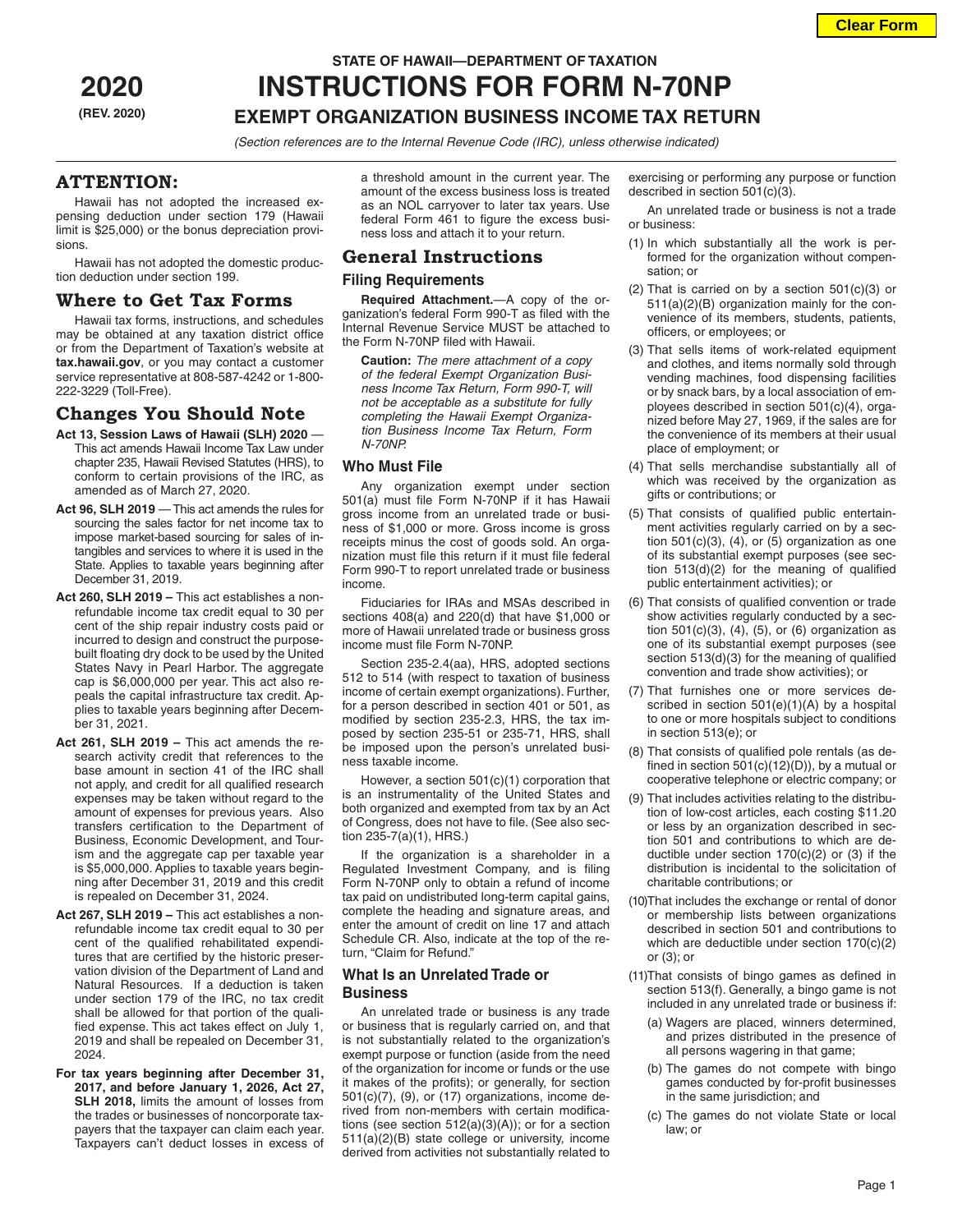STATE OF HAWAII—DEPARTMENT OF TAXATION

**2020**
**(REV. 2020)**

# INSTRUCTIONS FOR FORM N-70NP

## EXEMPT ORGANIZATION BUSINESS INCOME TAX RETURN

*(Section references are to the Internal Revenue Code (IRC), unless otherwise indicated)*

## ATTENTION:

Hawaii has not adopted the increased expensing deduction under section 179 (Hawaii limit is $25,000) or the bonus depreciation provisions.

Hawaii has not adopted the domestic production deduction under section 199.

## Where to Get Tax Forms

Hawaii tax forms, instructions, and schedules may be obtained at any taxation district office or from the Department of Taxation's website at **tax.hawaii.gov**, or you may contact a customer service representative at 808-587-4242 or 1-800-222-3229 (Toll-Free).

## Changes You Should Note

**Act 13, Session Laws of Hawaii (SLH) 2020** — This act amends Hawaii Income Tax Law under chapter 235, Hawaii Revised Statutes (HRS), to conform to certain provisions of the IRC, as amended as of March 27, 2020.

**Act 96, SLH 2019** — This act amends the rules for sourcing the sales factor for net income tax to impose market-based sourcing for sales of intangibles and services to where it is used in the State. Applies to taxable years beginning after December 31, 2019.

**Act 260, SLH 2019 –** This act establishes a nonrefundable income tax credit equal to 30 per cent of the ship repair industry costs paid or incurred to design and construct the purpose-built floating dry dock to be used by the United States Navy in Pearl Harbor. The aggregate cap is $6,000,000 per year. This act also repeals the capital infrastructure tax credit. Applies to taxable years beginning after December 31, 2021.

**Act 261, SLH 2019 –** This act amends the research activity credit that references to the base amount in section 41 of the IRC shall not apply, and credit for all qualified research expenses may be taken without regard to the amount of expenses for previous years. Also transfers certification to the Department of Business, Economic Development, and Tourism and the aggregate cap per taxable year is $5,000,000. Applies to taxable years beginning after December 31, 2019 and this credit is repealed on December 31, 2024.

**Act 267, SLH 2019 –** This act establishes a nonrefundable income tax credit equal to 30 per cent of the qualified rehabilitated expenditures that are certified by the historic preservation division of the Department of Land and Natural Resources. If a deduction is taken under section 179 of the IRC, no tax credit shall be allowed for that portion of the qualified expense. This act takes effect on July 1, 2019 and shall be repealed on December 31, 2024.

**For tax years beginning after December 31, 2017, and before January 1, 2026, Act 27, SLH 2018,** limits the amount of losses from the trades or businesses of noncorporate taxpayers that the taxpayer can claim each year. Taxpayers can't deduct losses in excess of a threshold amount in the current year. The amount of the excess business loss is treated as an NOL carryover to later tax years. Use federal Form 461 to figure the excess business loss and attach it to your return.

## General Instructions

### Filing Requirements

**Required Attachment.**—A copy of the organization's federal Form 990-T as filed with the Internal Revenue Service MUST be attached to the Form N-70NP filed with Hawaii.

**Caution:** *The mere attachment of a copy of the federal Exempt Organization Business Income Tax Return, Form 990-T, will not be acceptable as a substitute for fully completing the Hawaii Exempt Organization Business Income Tax Return, Form N-70NP.*

### Who Must File

Any organization exempt under section 501(a) must file Form N-70NP if it has Hawaii gross income from an unrelated trade or business of $1,000 or more. Gross income is gross receipts minus the cost of goods sold. An organization must file this return if it must file federal Form 990-T to report unrelated trade or business income.

Fiduciaries for IRAs and MSAs described in sections 408(a) and 220(d) that have $1,000 or more of Hawaii unrelated trade or business gross income must file Form N-70NP.

Section 235-2.4(aa), HRS, adopted sections 512 to 514 (with respect to taxation of business income of certain exempt organizations). Further, for a person described in section 401 or 501, as modified by section 235-2.3, HRS, the tax imposed by section 235-51 or 235-71, HRS, shall be imposed upon the person's unrelated business taxable income.

However, a section 501(c)(1) corporation that is an instrumentality of the United States and both organized and exempted from tax by an Act of Congress, does not have to file. (See also section 235-7(a)(1), HRS.)

If the organization is a shareholder in a Regulated Investment Company, and is filing Form N-70NP only to obtain a refund of income tax paid on undistributed long-term capital gains, complete the heading and signature areas, and enter the amount of credit on line 17 and attach Schedule CR. Also, indicate at the top of the return, "Claim for Refund."

### What Is an Unrelated Trade or Business

An unrelated trade or business is any trade or business that is regularly carried on, and that is not substantially related to the organization's exempt purpose or function (aside from the need of the organization for income or funds or the use it makes of the profits); or generally, for section 501(c)(7), (9), or (17) organizations, income derived from non-members with certain modifications (see section 512(a)(3)(A)); or for a section 511(a)(2)(B) state college or university, income derived from activities not substantially related to exercising or performing any purpose or function described in section 501(c)(3).

An unrelated trade or business is not a trade or business:

(1) In which substantially all the work is performed for the organization without compensation; or

(2) That is carried on by a section 501(c)(3) or 511(a)(2)(B) organization mainly for the convenience of its members, students, patients, officers, or employees; or

(3) That sells items of work-related equipment and clothes, and items normally sold through vending machines, food dispensing facilities or by snack bars, by a local association of employees described in section 501(c)(4), organized before May 27, 1969, if the sales are for the convenience of its members at their usual place of employment; or

(4) That sells merchandise substantially all of which was received by the organization as gifts or contributions; or

(5) That consists of qualified public entertainment activities regularly carried on by a section 501(c)(3), (4), or (5) organization as one of its substantial exempt purposes (see section 513(d)(2) for the meaning of qualified public entertainment activities); or

(6) That consists of qualified convention or trade show activities regularly conducted by a section 501(c)(3), (4), (5), or (6) organization as one of its substantial exempt purposes (see section 513(d)(3) for the meaning of qualified convention and trade show activities); or

(7) That furnishes one or more services described in section 501(e)(1)(A) by a hospital to one or more hospitals subject to conditions in section 513(e); or

(8) That consists of qualified pole rentals (as defined in section 501(c)(12)(D)), by a mutual or cooperative telephone or electric company; or

(9) That includes activities relating to the distribution of low-cost articles, each costing $11.20 or less by an organization described in section 501 and contributions to which are deductible under section 170(c)(2) or (3) if the distribution is incidental to the solicitation of charitable contributions; or

(10) That includes the exchange or rental of donor or membership lists between organizations described in section 501 and contributions to which are deductible under section 170(c)(2) or (3); or

(11) That consists of bingo games as defined in section 513(f). Generally, a bingo game is not included in any unrelated trade or business if:

   (a) Wagers are placed, winners determined, and prizes distributed in the presence of all persons wagering in that game;

   (b) The games do not compete with bingo games conducted by for-profit businesses in the same jurisdiction; and

   (c) The games do not violate State or local law; or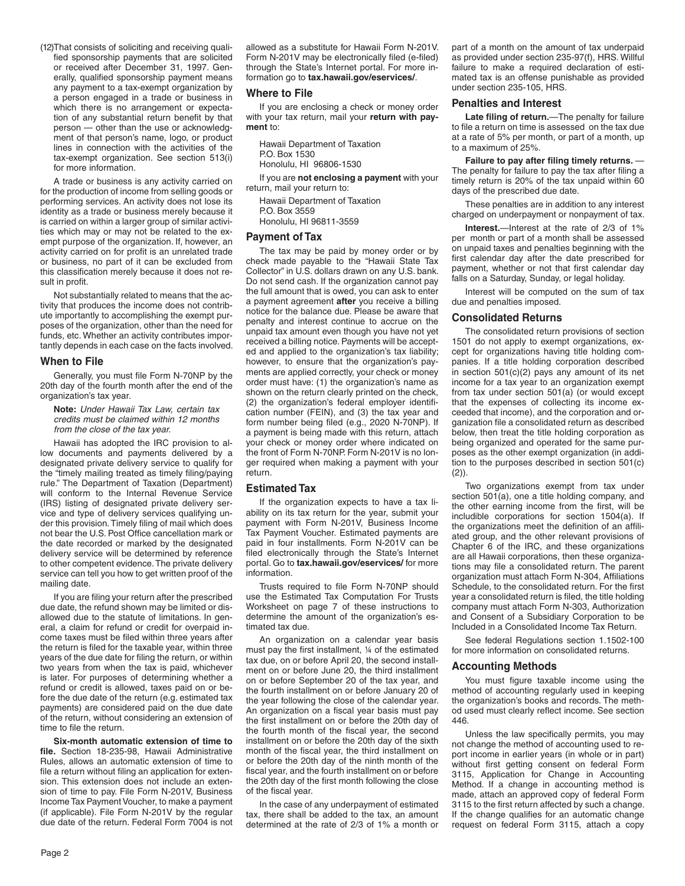(12)That consists of soliciting and receiving qualified sponsorship payments that are solicited or received after December 31, 1997. Generally, qualified sponsorship payment means any payment to a tax-exempt organization by a person engaged in a trade or business in which there is no arrangement or expectation of any substantial return benefit by that person — other than the use or acknowledgment of that person's name, logo, or product lines in connection with the activities of the tax-exempt organization. See section 513(i) for more information.

A trade or business is any activity carried on for the production of income from selling goods or performing services. An activity does not lose its identity as a trade or business merely because it is carried on within a larger group of similar activities which may or may not be related to the exempt purpose of the organization. If, however, an activity carried on for profit is an unrelated trade or business, no part of it can be excluded from this classification merely because it does not result in profit.

Not substantially related to means that the activity that produces the income does not contribute importantly to accomplishing the exempt purposes of the organization, other than the need for funds, etc. Whether an activity contributes importantly depends in each case on the facts involved.

## When to File

Generally, you must file Form N-70NP by the 20th day of the fourth month after the end of the organization's tax year.

**Note:** *Under Hawaii Tax Law, certain tax credits must be claimed within 12 months from the close of the tax year.*

Hawaii has adopted the IRC provision to allow documents and payments delivered by a designated private delivery service to qualify for the "timely mailing treated as timely filing/paying rule." The Department of Taxation (Department) will conform to the Internal Revenue Service (IRS) listing of designated private delivery service and type of delivery services qualifying under this provision. Timely filing of mail which does not bear the U.S. Post Office cancellation mark or the date recorded or marked by the designated delivery service will be determined by reference to other competent evidence. The private delivery service can tell you how to get written proof of the mailing date.

If you are filing your return after the prescribed due date, the refund shown may be limited or disallowed due to the statute of limitations. In general, a claim for refund or credit for overpaid income taxes must be filed within three years after the return is filed for the taxable year, within three years of the due date for filing the return, or within two years from when the tax is paid, whichever is later. For purposes of determining whether a refund or credit is allowed, taxes paid on or before the due date of the return (e.g. estimated tax payments) are considered paid on the due date of the return, without considering an extension of time to file the return.

**Six-month automatic extension of time to file.** Section 18-235-98, Hawaii Administrative Rules, allows an automatic extension of time to file a return without filing an application for extension. This extension does not include an extension of time to pay. File Form N-201V, Business Income Tax Payment Voucher, to make a payment (if applicable). File Form N-201V by the regular due date of the return. Federal Form 7004 is not allowed as a substitute for Hawaii Form N-201V. Form N-201V may be electronically filed (e-filed) through the State's Internet portal. For more information go to **tax.hawaii.gov/eservices/**.

## Where to File

If you are enclosing a check or money order with your tax return, mail your **return with payment** to:

Hawaii Department of Taxation
P.O. Box 1530
Honolulu, HI 96806-1530

If you are **not enclosing a payment** with your return, mail your return to:

Hawaii Department of Taxation
P.O. Box 3559
Honolulu, HI 96811-3559

## Payment of Tax

The tax may be paid by money order or by check made payable to the "Hawaii State Tax Collector" in U.S. dollars drawn on any U.S. bank. Do not send cash. If the organization cannot pay the full amount that is owed, you can ask to enter a payment agreement **after** you receive a billing notice for the balance due. Please be aware that penalty and interest continue to accrue on the unpaid tax amount even though you have not yet received a billing notice. Payments will be accepted and applied to the organization's tax liability; however, to ensure that the organization's payments are applied correctly, your check or money order must have: (1) the organization's name as shown on the return clearly printed on the check, (2) the organization's federal employer identification number (FEIN), and (3) the tax year and form number being filed (e.g., 2020 N-70NP). If a payment is being made with this return, attach your check or money order where indicated on the front of Form N-70NP. Form N-201V is no longer required when making a payment with your return.

## Estimated Tax

If the organization expects to have a tax liability on its tax return for the year, submit your payment with Form N-201V, Business Income Tax Payment Voucher. Estimated payments are paid in four installments. Form N-201V can be filed electronically through the State's Internet portal. Go to **tax.hawaii.gov/eservices/** for more information.

Trusts required to file Form N-70NP should use the Estimated Tax Computation For Trusts Worksheet on page 7 of these instructions to determine the amount of the organization's estimated tax due.

An organization on a calendar year basis must pay the first installment, ¼ of the estimated tax due, on or before April 20, the second installment on or before June 20, the third installment on or before September 20 of the tax year, and the fourth installment on or before January 20 of the year following the close of the calendar year. An organization on a fiscal year basis must pay the first installment on or before the 20th day of the fourth month of the fiscal year, the second installment on or before the 20th day of the sixth month of the fiscal year, the third installment on or before the 20th day of the ninth month of the fiscal year, and the fourth installment on or before the 20th day of the first month following the close of the fiscal year.

In the case of any underpayment of estimated tax, there shall be added to the tax, an amount determined at the rate of 2/3 of 1% a month or part of a month on the amount of tax underpaid as provided under section 235-97(f), HRS. Willful failure to make a required declaration of estimated tax is an offense punishable as provided under section 235-105, HRS.

## Penalties and Interest

**Late filing of return.**—The penalty for failure to file a return on time is assessed on the tax due at a rate of 5% per month, or part of a month, up to a maximum of 25%.

**Failure to pay after filing timely returns.** — The penalty for failure to pay the tax after filing a timely return is 20% of the tax unpaid within 60 days of the prescribed due date.

These penalties are in addition to any interest charged on underpayment or nonpayment of tax.

**Interest.**—Interest at the rate of 2/3 of 1% per month or part of a month shall be assessed on unpaid taxes and penalties beginning with the first calendar day after the date prescribed for payment, whether or not that first calendar day falls on a Saturday, Sunday, or legal holiday.

Interest will be computed on the sum of tax due and penalties imposed.

## Consolidated Returns

The consolidated return provisions of section 1501 do not apply to exempt organizations, except for organizations having title holding companies. If a title holding corporation described in section 501(c)(2) pays any amount of its net income for a tax year to an organization exempt from tax under section 501(a) (or would except that the expenses of collecting its income exceeded that income), and the corporation and organization file a consolidated return as described below, then treat the title holding corporation as being organized and operated for the same purposes as the other exempt organization (in addition to the purposes described in section 501(c)(2)).

Two organizations exempt from tax under section 501(a), one a title holding company, and the other earning income from the first, will be includible corporations for section 1504(a). If the organizations meet the definition of an affiliated group, and the other relevant provisions of Chapter 6 of the IRC, and these organizations are all Hawaii corporations, then these organizations may file a consolidated return. The parent organization must attach Form N-304, Affiliations Schedule, to the consolidated return. For the first year a consolidated return is filed, the title holding company must attach Form N-303, Authorization and Consent of a Subsidiary Corporation to be Included in a Consolidated Income Tax Return.

See federal Regulations section 1.1502-100 for more information on consolidated returns.

## Accounting Methods

You must figure taxable income using the method of accounting regularly used in keeping the organization's books and records. The method used must clearly reflect income. See section 446.

Unless the law specifically permits, you may not change the method of accounting used to report income in earlier years (in whole or in part) without first getting consent on federal Form 3115, Application for Change in Accounting Method. If a change in accounting method is made, attach an approved copy of federal Form 3115 to the first return affected by such a change. If the change qualifies for an automatic change request on federal Form 3115, attach a copy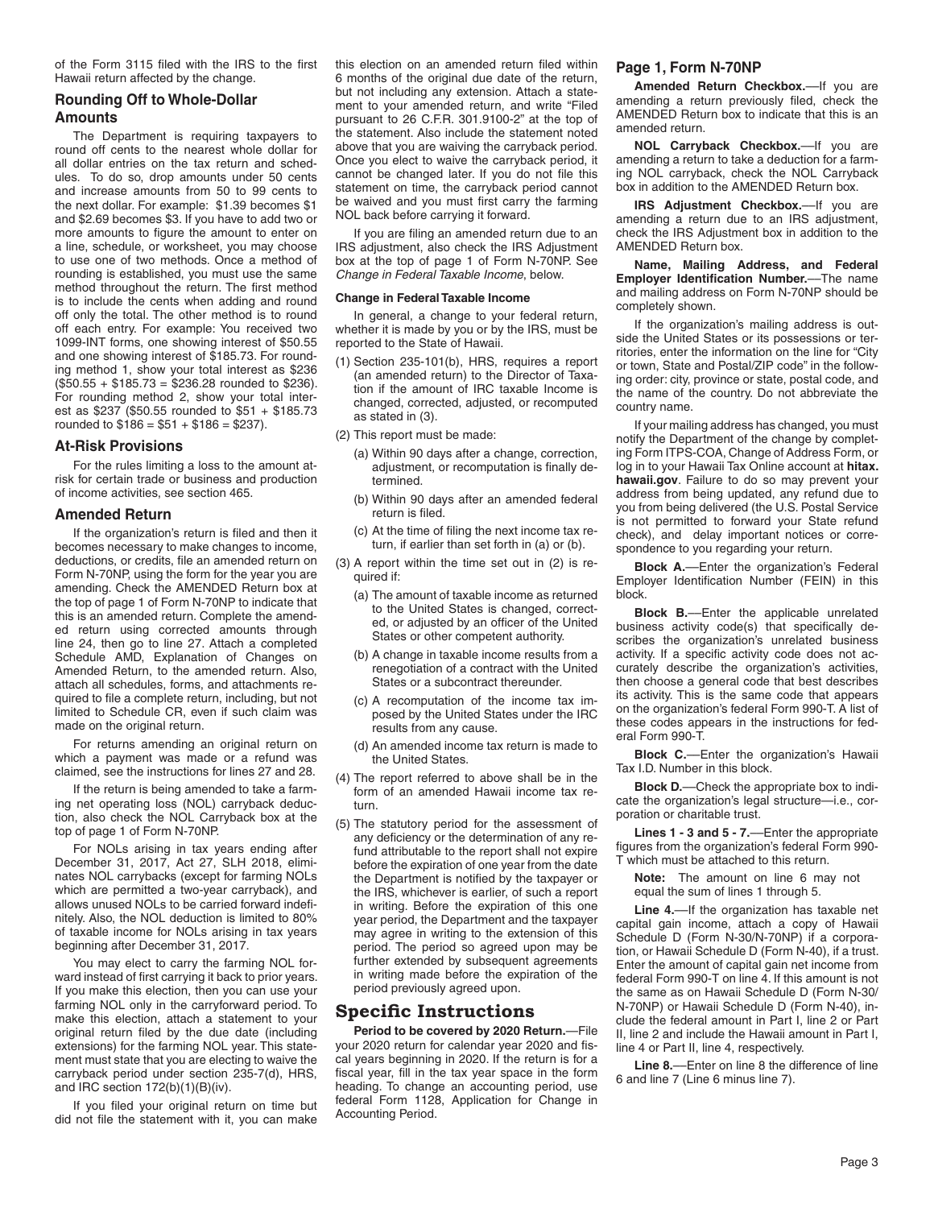of the Form 3115 filed with the IRS to the first Hawaii return affected by the change.

### Rounding Off to Whole-Dollar Amounts

The Department is requiring taxpayers to round off cents to the nearest whole dollar for all dollar entries on the tax return and schedules. To do so, drop amounts under 50 cents and increase amounts from 50 to 99 cents to the next dollar. For example: $1.39 becomes $1 and $2.69 becomes $3. If you have to add two or more amounts to figure the amount to enter on a line, schedule, or worksheet, you may choose to use one of two methods. Once a method of rounding is established, you must use the same method throughout the return. The first method is to include the cents when adding and round off only the total. The other method is to round off each entry. For example: You received two 1099-INT forms, one showing interest of $50.55 and one showing interest of $185.73. For rounding method 1, show your total interest as $236 ($50.55 + $185.73 = $236.28 rounded to $236). For rounding method 2, show your total interest as $237 ($50.55 rounded to $51 + $185.73 rounded to $186 = $51 + $186 = $237).

### At-Risk Provisions

For the rules limiting a loss to the amount at-risk for certain trade or business and production of income activities, see section 465.

### Amended Return

If the organization's return is filed and then it becomes necessary to make changes to income, deductions, or credits, file an amended return on Form N-70NP, using the form for the year you are amending. Check the AMENDED Return box at the top of page 1 of Form N-70NP to indicate that this is an amended return. Complete the amended return using corrected amounts through line 24, then go to line 27. Attach a completed Schedule AMD, Explanation of Changes on Amended Return, to the amended return. Also, attach all schedules, forms, and attachments required to file a complete return, including, but not limited to Schedule CR, even if such claim was made on the original return.

For returns amending an original return on which a payment was made or a refund was claimed, see the instructions for lines 27 and 28.

If the return is being amended to take a farming net operating loss (NOL) carryback deduction, also check the NOL Carryback box at the top of page 1 of Form N-70NP.

For NOLs arising in tax years ending after December 31, 2017, Act 27, SLH 2018, eliminates NOL carrybacks (except for farming NOLs which are permitted a two-year carryback), and allows unused NOLs to be carried forward indefinitely. Also, the NOL deduction is limited to 80% of taxable income for NOLs arising in tax years beginning after December 31, 2017.

You may elect to carry the farming NOL forward instead of first carrying it back to prior years. If you make this election, then you can use your farming NOL only in the carryforward period. To make this election, attach a statement to your original return filed by the due date (including extensions) for the farming NOL year. This statement must state that you are electing to waive the carryback period under section 235-7(d), HRS, and IRC section 172(b)(1)(B)(iv).

If you filed your original return on time but did not file the statement with it, you can make this election on an amended return filed within 6 months of the original due date of the return, but not including any extension. Attach a statement to your amended return, and write "Filed pursuant to 26 C.F.R. 301.9100-2" at the top of the statement. Also include the statement noted above that you are waiving the carryback period. Once you elect to waive the carryback period, it cannot be changed later. If you do not file this statement on time, the carryback period cannot be waived and you must first carry the farming NOL back before carrying it forward.

If you are filing an amended return due to an IRS adjustment, also check the IRS Adjustment box at the top of page 1 of Form N-70NP. See *Change in Federal Taxable Income*, below.

#### Change in Federal Taxable Income

In general, a change to your federal return, whether it is made by you or by the IRS, must be reported to the State of Hawaii.

(1) Section 235-101(b), HRS, requires a report (an amended return) to the Director of Taxation if the amount of IRC taxable Income is changed, corrected, adjusted, or recomputed as stated in (3).

(2) This report must be made:
   - (a) Within 90 days after a change, correction, adjustment, or recomputation is finally determined.
   - (b) Within 90 days after an amended federal return is filed.
   - (c) At the time of filing the next income tax return, if earlier than set forth in (a) or (b).

(3) A report within the time set out in (2) is required if:
   - (a) The amount of taxable income as returned to the United States is changed, corrected, or adjusted by an officer of the United States or other competent authority.
   - (b) A change in taxable income results from a renegotiation of a contract with the United States or a subcontract thereunder.
   - (c) A recomputation of the income tax imposed by the United States under the IRC results from any cause.
   - (d) An amended income tax return is made to the United States.

(4) The report referred to above shall be in the form of an amended Hawaii income tax return.

(5) The statutory period for the assessment of any deficiency or the determination of any refund attributable to the report shall not expire before the expiration of one year from the date the Department is notified by the taxpayer or the IRS, whichever is earlier, of such a report in writing. Before the expiration of this one year period, the Department and the taxpayer may agree in writing to the extension of this period. The period so agreed upon may be further extended by subsequent agreements in writing made before the expiration of the period previously agreed upon.

## Specific Instructions

**Period to be covered by 2020 Return.**—File your 2020 return for calendar year 2020 and fiscal years beginning in 2020. If the return is for a fiscal year, fill in the tax year space in the form heading. To change an accounting period, use federal Form 1128, Application for Change in Accounting Period.

### Page 1, Form N-70NP

**Amended Return Checkbox.**—If you are amending a return previously filed, check the AMENDED Return box to indicate that this is an amended return.

**NOL Carryback Checkbox.**—If you are amending a return to take a deduction for a farming NOL carryback, check the NOL Carryback box in addition to the AMENDED Return box.

**IRS Adjustment Checkbox.**—If you are amending a return due to an IRS adjustment, check the IRS Adjustment box in addition to the AMENDED Return box.

**Name, Mailing Address, and Federal Employer Identification Number.**—The name and mailing address on Form N-70NP should be completely shown.

If the organization's mailing address is outside the United States or its possessions or territories, enter the information on the line for "City or town, State and Postal/ZIP code" in the following order: city, province or state, postal code, and the name of the country. Do not abbreviate the country name.

If your mailing address has changed, you must notify the Department of the change by completing Form ITPS-COA, Change of Address Form, or log in to your Hawaii Tax Online account at **hitax.hawaii.gov**. Failure to do so may prevent your address from being updated, any refund due to you from being delivered (the U.S. Postal Service is not permitted to forward your State refund check), and delay important notices or correspondence to you regarding your return.

**Block A.**—Enter the organization's Federal Employer Identification Number (FEIN) in this block.

**Block B.**—Enter the applicable unrelated business activity code(s) that specifically describes the organization's unrelated business activity. If a specific activity code does not accurately describe the organization's activities, then choose a general code that best describes its activity. This is the same code that appears on the organization's federal Form 990-T. A list of these codes appears in the instructions for federal Form 990-T.

**Block C.**—Enter the organization's Hawaii Tax I.D. Number in this block.

**Block D.**—Check the appropriate box to indicate the organization's legal structure—i.e., corporation or charitable trust.

**Lines 1 - 3 and 5 - 7.**—Enter the appropriate figures from the organization's federal Form 990-T which must be attached to this return.

**Note:** The amount on line 6 may not equal the sum of lines 1 through 5.

**Line 4.**—If the organization has taxable net capital gain income, attach a copy of Hawaii Schedule D (Form N-30/N-70NP) if a corporation, or Hawaii Schedule D (Form N-40), if a trust. Enter the amount of capital gain net income from federal Form 990-T on line 4. If this amount is not the same as on Hawaii Schedule D (Form N-30/N-70NP) or Hawaii Schedule D (Form N-40), include the federal amount in Part I, line 2 or Part II, line 2 and include the Hawaii amount in Part I, line 4 or Part II, line 4, respectively.

**Line 8.**—Enter on line 8 the difference of line 6 and line 7 (Line 6 minus line 7).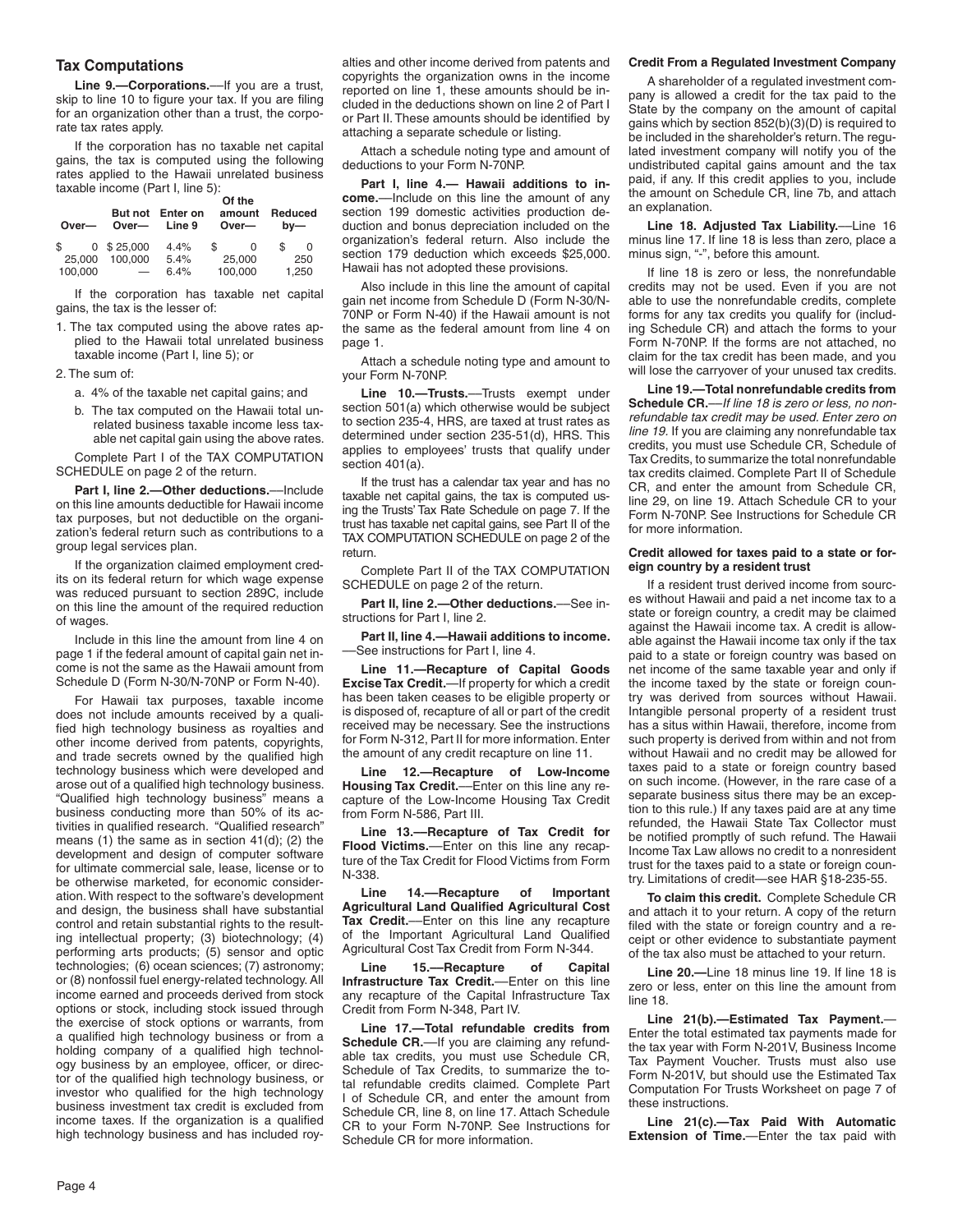## Tax Computations

**Line 9.—Corporations.**—If you are a trust, skip to line 10 to figure your tax. If you are filing for an organization other than a trust, the corporate tax rates apply.

If the corporation has no taxable net capital gains, the tax is computed using the following rates applied to the Hawaii unrelated business taxable income (Part I, line 5):

| Over— | But not Over— | Enter on Line 9 | Of the amount Over— | Reduced by— |
|---|---|---|---|---|
| $ 0 | $ 25,000 | 4.4% | $ 0 | $ 0 |
| 25,000 | 100,000 | 5.4% | 25,000 | 250 |
| 100,000 | — | 6.4% | 100,000 | 1,250 |

If the corporation has taxable net capital gains, the tax is the lesser of:

1. The tax computed using the above rates applied to the Hawaii total unrelated business taxable income (Part I, line 5); or
2. The sum of:
   a. 4% of the taxable net capital gains; and
   b. The tax computed on the Hawaii total unrelated business taxable income less taxable net capital gain using the above rates.

Complete Part I of the TAX COMPUTATION SCHEDULE on page 2 of the return.

**Part I, line 2.—Other deductions.**—Include on this line amounts deductible for Hawaii income tax purposes, but not deductible on the organization's federal return such as contributions to a group legal services plan.

If the organization claimed employment credits on its federal return for which wage expense was reduced pursuant to section 289C, include on this line the amount of the required reduction of wages.

Include in this line the amount from line 4 on page 1 if the federal amount of capital gain net income is not the same as the Hawaii amount from Schedule D (Form N-30/N-70NP or Form N-40).

For Hawaii tax purposes, taxable income does not include amounts received by a qualified high technology business as royalties and other income derived from patents, copyrights, and trade secrets owned by the qualified high technology business which were developed and arose out of a qualified high technology business. "Qualified high technology business" means a business conducting more than 50% of its activities in qualified research. "Qualified research" means (1) the same as in section 41(d); (2) the development and design of computer software for ultimate commercial sale, lease, license or to be otherwise marketed, for economic consideration. With respect to the software's development and design, the business shall have substantial control and retain substantial rights to the resulting intellectual property; (3) biotechnology; (4) performing arts products; (5) sensor and optic technologies; (6) ocean sciences; (7) astronomy; or (8) nonfossil fuel energy-related technology. All income earned and proceeds derived from stock options or stock, including stock issued through the exercise of stock options or warrants, from a qualified high technology business or from a holding company of a qualified high technology business by an employee, officer, or director of the qualified high technology business, or investor who qualified for the high technology business investment tax credit is excluded from income taxes. If the organization is a qualified high technology business and has included royalties and other income derived from patents and copyrights the organization owns in the income reported on line 1, these amounts should be included in the deductions shown on line 2 of Part I or Part II. These amounts should be identified by attaching a separate schedule or listing.

Attach a schedule noting type and amount of deductions to your Form N-70NP.

**Part I, line 4.— Hawaii additions to income.**—Include on this line the amount of any section 199 domestic activities production deduction and bonus depreciation included on the organization's federal return. Also include the section 179 deduction which exceeds $25,000. Hawaii has not adopted these provisions.

Also include in this line the amount of capital gain net income from Schedule D (Form N-30/N-70NP or Form N-40) if the Hawaii amount is not the same as the federal amount from line 4 on page 1.

Attach a schedule noting type and amount to your Form N-70NP.

**Line 10.—Trusts.**—Trusts exempt under section 501(a) which otherwise would be subject to section 235-4, HRS, are taxed at trust rates as determined under section 235-51(d), HRS. This applies to employees' trusts that qualify under section 401(a).

If the trust has a calendar tax year and has no taxable net capital gains, the tax is computed using the Trusts' Tax Rate Schedule on page 7. If the trust has taxable net capital gains, see Part II of the TAX COMPUTATION SCHEDULE on page 2 of the return.

Complete Part II of the TAX COMPUTATION SCHEDULE on page 2 of the return.

**Part II, line 2.—Other deductions.**—See instructions for Part I, line 2.

**Part II, line 4.—Hawaii additions to income.**—See instructions for Part I, line 4.

**Line 11.—Recapture of Capital Goods Excise Tax Credit.**—If property for which a credit has been taken ceases to be eligible property or is disposed of, recapture of all or part of the credit received may be necessary. See the instructions for Form N-312, Part II for more information. Enter the amount of any credit recapture on line 11.

**Line 12.—Recapture of Low-Income Housing Tax Credit.**—Enter on this line any recapture of the Low-Income Housing Tax Credit from Form N-586, Part III.

**Line 13.—Recapture of Tax Credit for Flood Victims.**—Enter on this line any recapture of the Tax Credit for Flood Victims from Form N-338.

**Line 14.—Recapture of Important Agricultural Land Qualified Agricultural Cost Tax Credit.**—Enter on this line any recapture of the Important Agricultural Land Qualified Agricultural Cost Tax Credit from Form N-344.

**Line 15.—Recapture of Capital Infrastructure Tax Credit.**—Enter on this line any recapture of the Capital Infrastructure Tax Credit from Form N-348, Part IV.

**Line 17.—Total refundable credits from Schedule CR.**—If you are claiming any refundable tax credits, you must use Schedule CR, Schedule of Tax Credits, to summarize the total refundable credits claimed. Complete Part I of Schedule CR, and enter the amount from Schedule CR, line 8, on line 17. Attach Schedule CR to your Form N-70NP. See Instructions for Schedule CR for more information.

**Credit From a Regulated Investment Company**

A shareholder of a regulated investment company is allowed a credit for the tax paid to the State by the company on the amount of capital gains which by section 852(b)(3)(D) is required to be included in the shareholder's return. The regulated investment company will notify you of the undistributed capital gains amount and the tax paid, if any. If this credit applies to you, include the amount on Schedule CR, line 7b, and attach an explanation.

**Line 18. Adjusted Tax Liability.**—Line 16 minus line 17. If line 18 is less than zero, place a minus sign, "-", before this amount.

If line 18 is zero or less, the nonrefundable credits may not be used. Even if you are not able to use the nonrefundable credits, complete forms for any tax credits you qualify for (including Schedule CR) and attach the forms to your Form N-70NP. If the forms are not attached, no claim for the tax credit has been made, and you will lose the carryover of your unused tax credits.

**Line 19.—Total nonrefundable credits from Schedule CR.**—*If line 18 is zero or less, no nonrefundable credit may be used. Enter zero on line 19.* If you are claiming any nonrefundable tax credits, you must use Schedule CR, Schedule of Tax Credits, to summarize the total nonrefundable tax credits claimed. Complete Part II of Schedule CR, and enter the amount from Schedule CR, line 29, on line 19. Attach Schedule CR to your Form N-70NP. See Instructions for Schedule CR for more information.

**Credit allowed for taxes paid to a state or foreign country by a resident trust**

If a resident trust derived income from sources without Hawaii and paid a net income tax to a state or foreign country, a credit may be claimed against the Hawaii income tax. A credit is allowable against the Hawaii income tax only if the tax paid to a state or foreign country was based on net income of the same taxable year and only if the income taxed by the state or foreign country was derived from sources without Hawaii. Intangible personal property of a resident trust has a situs within Hawaii, therefore, income from such property is derived from within and not from without Hawaii and no credit may be allowed for taxes paid to a state or foreign country based on such income. (However, in the rare case of a separate business situs there may be an exception to this rule.) If any taxes paid are at any time refunded, the Hawaii State Tax Collector must be notified promptly of such refund. The Hawaii Income Tax Law allows no credit to a nonresident trust for the taxes paid to a state or foreign country. Limitations of credit—see HAR §18-235-55.

**To claim this credit.** Complete Schedule CR and attach it to your return. A copy of the return filed with the state or foreign country and a receipt or other evidence to substantiate payment of the tax also must be attached to your return.

**Line 20.**—Line 18 minus line 19. If line 18 is zero or less, enter on this line the amount from line 18.

**Line 21(b).—Estimated Tax Payment.**—Enter the total estimated tax payments made for the tax year with Form N-201V, Business Income Tax Payment Voucher. Trusts must also use Form N-201V, but should use the Estimated Tax Computation For Trusts Worksheet on page 7 of these instructions.

**Line 21(c).—Tax Paid With Automatic Extension of Time.**—Enter the tax paid with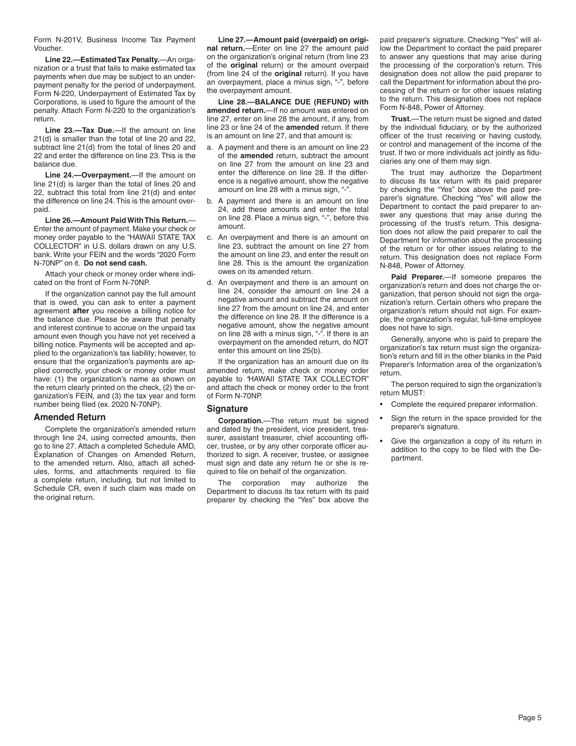Form N-201V, Business Income Tax Payment Voucher.

**Line 22.—Estimated Tax Penalty.**—An organization or a trust that fails to make estimated tax payments when due may be subject to an underpayment penalty for the period of underpayment. Form N-220, Underpayment of Estimated Tax by Corporations, is used to figure the amount of the penalty. Attach Form N-220 to the organization's return.

**Line 23.—Tax Due.**—If the amount on line 21(d) is smaller than the total of line 20 and 22, subtract line 21(d) from the total of lines 20 and 22 and enter the difference on line 23. This is the balance due.

**Line 24.—Overpayment.**—If the amount on line 21(d) is larger than the total of lines 20 and 22, subtract this total from line 21(d) and enter the difference on line 24. This is the amount overpaid.

**Line 26.—Amount Paid With This Return.**—Enter the amount of payment. Make your check or money order payable to the "HAWAII STATE TAX COLLECTOR" in U.S. dollars drawn on any U.S. bank. Write your FEIN and the words "2020 Form N-70NP" on it. **Do not send cash.**

Attach your check or money order where indicated on the front of Form N-70NP.

If the organization cannot pay the full amount that is owed, you can ask to enter a payment agreement **after** you receive a billing notice for the balance due. Please be aware that penalty and interest continue to accrue on the unpaid tax amount even though you have not yet received a billing notice. Payments will be accepted and applied to the organization's tax liability; however, to ensure that the organization's payments are applied correctly, your check or money order must have: (1) the organization's name as shown on the return clearly printed on the check, (2) the organization's FEIN, and (3) the tax year and form number being filed (ex. 2020 N-70NP).

## Amended Return

Complete the organization's amended return through line 24, using corrected amounts, then go to line 27. Attach a completed Schedule AMD, Explanation of Changes on Amended Return, to the amended return. Also, attach all schedules, forms, and attachments required to file a complete return, including, but not limited to Schedule CR, even if such claim was made on the original return.

**Line 27.—Amount paid (overpaid) on original return.**—Enter on line 27 the amount paid on the organization's original return (from line 23 of the **original** return) or the amount overpaid (from line 24 of the **original** return). If you have an overpayment, place a minus sign, "-", before the overpayment amount.

**Line 28.—BALANCE DUE (REFUND) with amended return.**—If no amount was entered on line 27, enter on line 28 the amount, if any, from line 23 or line 24 of the **amended** return. If there is an amount on line 27, and that amount is:

a. A payment and there is an amount on line 23 of the **amended** return, subtract the amount on line 27 from the amount on line 23 and enter the difference on line 28. If the difference is a negative amount, show the negative amount on line 28 with a minus sign, "-".

b. A payment and there is an amount on line 24, add these amounts and enter the total on line 28. Place a minus sign, "-", before this amount.

c. An overpayment and there is an amount on line 23, subtract the amount on line 27 from the amount on line 23, and enter the result on line 28. This is the amount the organization owes on its amended return.

d. An overpayment and there is an amount on line 24, consider the amount on line 24 a negative amount and subtract the amount on line 27 from the amount on line 24, and enter the difference on line 28. If the difference is a negative amount, show the negative amount on line 28 with a minus sign, "-". If there is an overpayment on the amended return, do NOT enter this amount on line 25(b).

If the organization has an amount due on its amended return, make check or money order payable to "HAWAII STATE TAX COLLECTOR" and attach the check or money order to the front of Form N-70NP.

## Signature

**Corporation.**—The return must be signed and dated by the president, vice president, treasurer, assistant treasurer, chief accounting officer, trustee, or by any other corporate officer authorized to sign. A receiver, trustee, or assignee must sign and date any return he or she is required to file on behalf of the organization.

The corporation may authorize the Department to discuss its tax return with its paid preparer by checking the "Yes" box above the paid preparer's signature. Checking "Yes" will allow the Department to contact the paid preparer to answer any questions that may arise during the processing of the corporation's return. This designation does not allow the paid preparer to call the Department for information about the processing of the return or for other issues relating to the return. This designation does not replace Form N-848, Power of Attorney.

**Trust.**—The return must be signed and dated by the individual fiduciary, or by the authorized officer of the trust receiving or having custody, or control and management of the income of the trust. If two or more individuals act jointly as fiduciaries any one of them may sign.

The trust may authorize the Department to discuss its tax return with its paid preparer by checking the "Yes" box above the paid preparer's signature. Checking "Yes" will allow the Department to contact the paid preparer to answer any questions that may arise during the processing of the trust's return. This designation does not allow the paid preparer to call the Department for information about the processing of the return or for other issues relating to the return. This designation does not replace Form N-848, Power of Attorney.

**Paid Preparer.**—If someone prepares the organization's return and does not charge the organization, that person should not sign the organization's return. Certain others who prepare the organization's return should not sign. For example, the organization's regular, full-time employee does not have to sign.

Generally, anyone who is paid to prepare the organization's tax return must sign the organization's return and fill in the other blanks in the Paid Preparer's Information area of the organization's return.

The person required to sign the organization's return MUST:

- Complete the required preparer information.
- Sign the return in the space provided for the preparer's signature.
- Give the organization a copy of its return in addition to the copy to be filed with the Department.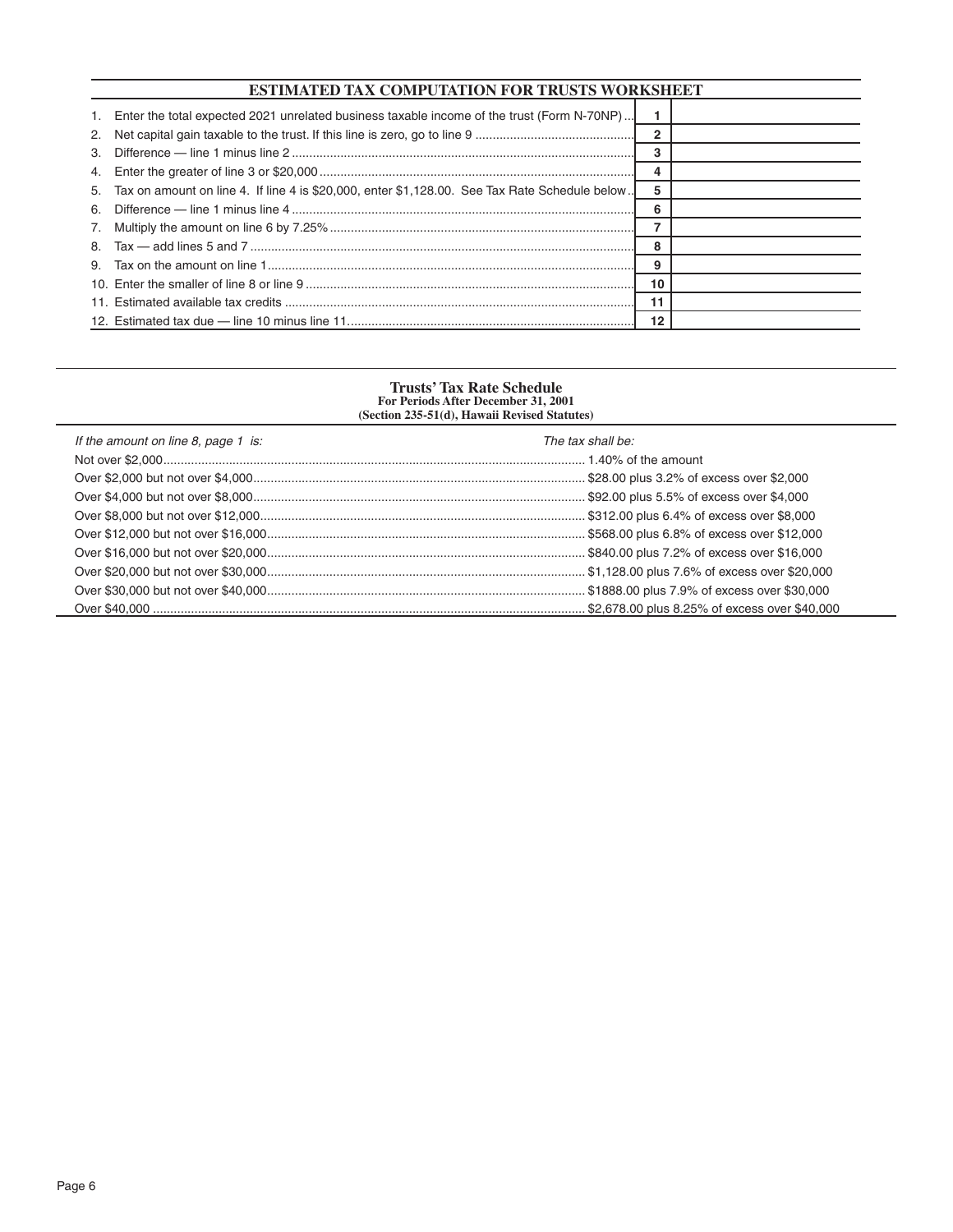## ESTIMATED TAX COMPUTATION FOR TRUSTS WORKSHEET

| | | |
|---|---|---|
| 1. Enter the total expected 2021 unrelated business taxable income of the trust (Form N-70NP) | 1 | |
| 2. Net capital gain taxable to the trust. If this line is zero, go to line 9 | 2 | |
| 3. Difference — line 1 minus line 2 | 3 | |
| 4. Enter the greater of line 3 or $20,000 | 4 | |
| 5. Tax on amount on line 4. If line 4 is $20,000, enter $1,128.00. See Tax Rate Schedule below | 5 | |
| 6. Difference — line 1 minus line 4 | 6 | |
| 7. Multiply the amount on line 6 by 7.25% | 7 | |
| 8. Tax — add lines 5 and 7 | 8 | |
| 9. Tax on the amount on line 1 | 9 | |
| 10. Enter the smaller of line 8 or line 9 | 10 | |
| 11. Estimated available tax credits | 11 | |
| 12. Estimated tax due — line 10 minus line 11 | 12 | |

## Trusts' Tax Rate Schedule

**For Periods After December 31, 2001**
**(Section 235-51(d), Hawaii Revised Statutes)**

| *If the amount on line 8, page 1 is:* | *The tax shall be:* |
|---|---|
| Not over $2,000 | 1.40% of the amount |
| Over $2,000 but not over $4,000 | $28.00 plus 3.2% of excess over $2,000 |
| Over $4,000 but not over $8,000 | $92.00 plus 5.5% of excess over $4,000 |
| Over $8,000 but not over $12,000 | $312.00 plus 6.4% of excess over $8,000 |
| Over $12,000 but not over $16,000 | $568.00 plus 6.8% of excess over $12,000 |
| Over $16,000 but not over $20,000 | $840.00 plus 7.2% of excess over $16,000 |
| Over $20,000 but not over $30,000 | $1,128.00 plus 7.6% of excess over $20,000 |
| Over $30,000 but not over $40,000 | $1888.00 plus 7.9% of excess over $30,000 |
| Over $40,000 | $2,678.00 plus 8.25% of excess over $40,000 |